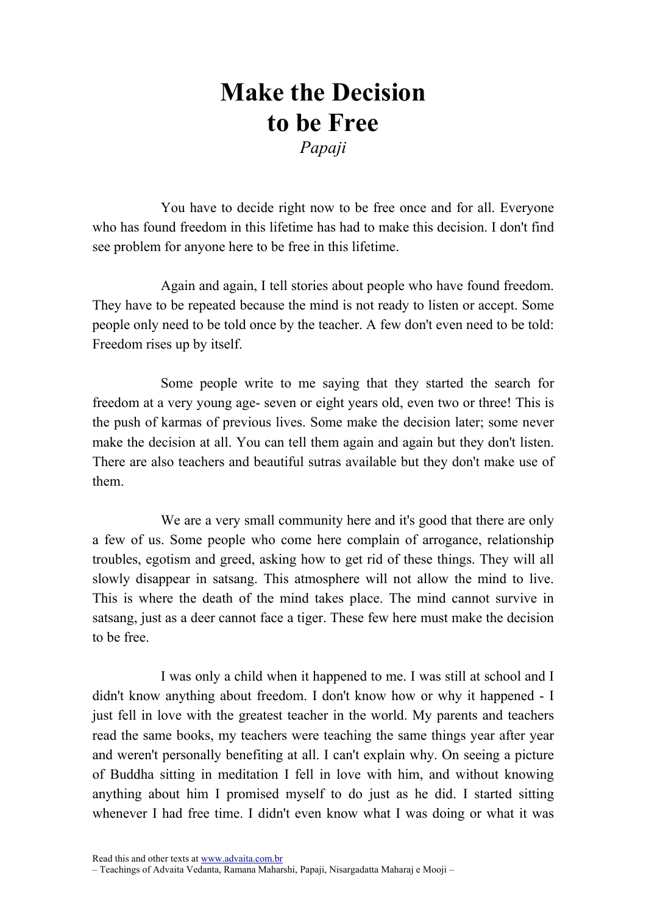# Make the Decision to be Free

*Papaji*

You have to decide right now to be free once and for all. Everyone who has found freedom in this lifetime has had to make this decision. I don't find see problem for anyone here to be free in this lifetime.

Again and again, I tell stories about people who have found freedom. They have to be repeated because the mind is not ready to listen or accept. Some people only need to be told once by the teacher. A few don't even need to be told: Freedom rises up by itself.

Some people write to me saying that they started the search for freedom at a very young age- seven or eight years old, even two or three! This is the push of karmas of previous lives. Some make the decision later; some never make the decision at all. You can tell them again and again but they don't listen. There are also teachers and beautiful sutras available but they don't make use of them.

We are a very small community here and it's good that there are only a few of us. Some people who come here complain of arrogance, relationship troubles, egotism and greed, asking how to get rid of these things. They will all slowly disappear in satsang. This atmosphere will not allow the mind to live. This is where the death of the mind takes place. The mind cannot survive in satsang, just as a deer cannot face a tiger. These few here must make the decision to be free.

I was only a child when it happened to me. I was still at school and I didn't know anything about freedom. I don't know how or why it happened - I just fell in love with the greatest teacher in the world. My parents and teachers read the same books, my teachers were teaching the same things year after year and weren't personally benefiting at all. I can't explain why. On seeing a picture of Buddha sitting in meditation I fell in love with him, and without knowing anything about him I promised myself to do just as he did. I started sitting whenever I had free time. I didn't even know what I was doing or what it was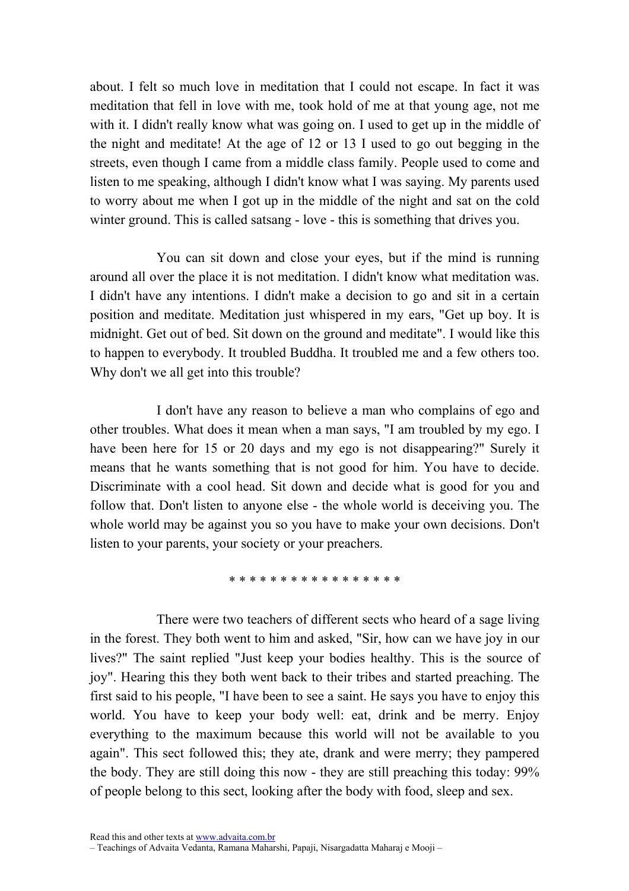about. I felt so much love in meditation that I could not escape. In fact it was meditation that fell in love with me, took hold of me at that young age, not me with it. I didn't really know what was going on. I used to get up in the middle of the night and meditate! At the age of 12 or 13 I used to go out begging in the streets, even though I came from a middle class family. People used to come and listen to me speaking, although I didn't know what I was saying. My parents used to worry about me when I got up in the middle of the night and sat on the cold winter ground. This is called satsang - love - this is something that drives you.

You can sit down and close your eyes, but if the mind is running around all over the place it is not meditation. I didn't know what meditation was. I didn't have any intentions. I didn't make a decision to go and sit in a certain position and meditate. Meditation just whispered in my ears, "Get up boy. It is midnight. Get out of bed. Sit down on the ground and meditate". I would like this to happen to everybody. It troubled Buddha. It troubled me and a few others too. Why don't we all get into this trouble?

I don't have any reason to believe a man who complains of ego and other troubles. What does it mean when a man says, "I am troubled by my ego. I have been here for 15 or 20 days and my ego is not disappearing?" Surely it means that he wants something that is not good for him. You have to decide. Discriminate with a cool head. Sit down and decide what is good for you and follow that. Don't listen to anyone else - the whole world is deceiving you. The whole world may be against you so you have to make your own decisions. Don't listen to your parents, your society or your preachers.

* * * * * * * * * * * * * * * * *

There were two teachers of different sects who heard of a sage living in the forest. They both went to him and asked, "Sir, how can we have joy in our lives?" The saint replied "Just keep your bodies healthy. This is the source of joy". Hearing this they both went back to their tribes and started preaching. The first said to his people, "I have been to see a saint. He says you have to enjoy this world. You have to keep your body well: eat, drink and be merry. Enjoy everything to the maximum because this world will not be available to you again". This sect followed this; they ate, drank and were merry; they pampered the body. They are still doing this now - they are still preaching this today: 99% of people belong to this sect, looking after the body with food, sleep and sex.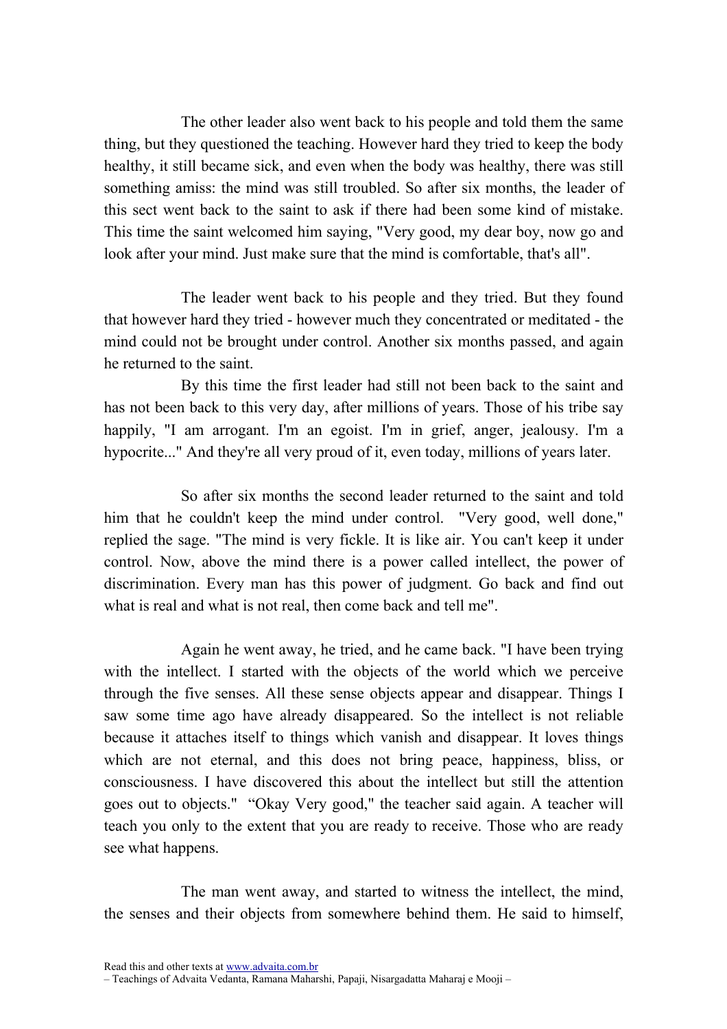The other leader also went back to his people and told them the same thing, but they questioned the teaching. However hard they tried to keep the body healthy, it still became sick, and even when the body was healthy, there was still something amiss: the mind was still troubled. So after six months, the leader of this sect went back to the saint to ask if there had been some kind of mistake. This time the saint welcomed him saying, "Very good, my dear boy, now go and look after your mind. Just make sure that the mind is comfortable, that's all".

The leader went back to his people and they tried. But they found that however hard they tried - however much they concentrated or meditated - the mind could not be brought under control. Another six months passed, and again he returned to the saint.

By this time the first leader had still not been back to the saint and has not been back to this very day, after millions of years. Those of his tribe say happily, "I am arrogant. I'm an egoist. I'm in grief, anger, jealousy. I'm a hypocrite..." And they're all very proud of it, even today, millions of years later.

So after six months the second leader returned to the saint and told him that he couldn't keep the mind under control. "Very good, well done," replied the sage. "The mind is very fickle. It is like air. You can't keep it under control. Now, above the mind there is a power called intellect, the power of discrimination. Every man has this power of judgment. Go back and find out what is real and what is not real, then come back and tell me".

Again he went away, he tried, and he came back. "I have been trying with the intellect. I started with the objects of the world which we perceive through the five senses. All these sense objects appear and disappear. Things I saw some time ago have already disappeared. So the intellect is not reliable because it attaches itself to things which vanish and disappear. It loves things which are not eternal, and this does not bring peace, happiness, bliss, or consciousness. I have discovered this about the intellect but still the attention goes out to objects." "Okay Very good," the teacher said again. A teacher will teach you only to the extent that you are ready to receive. Those who are ready see what happens.

The man went away, and started to witness the intellect, the mind, the senses and their objects from somewhere behind them. He said to himself,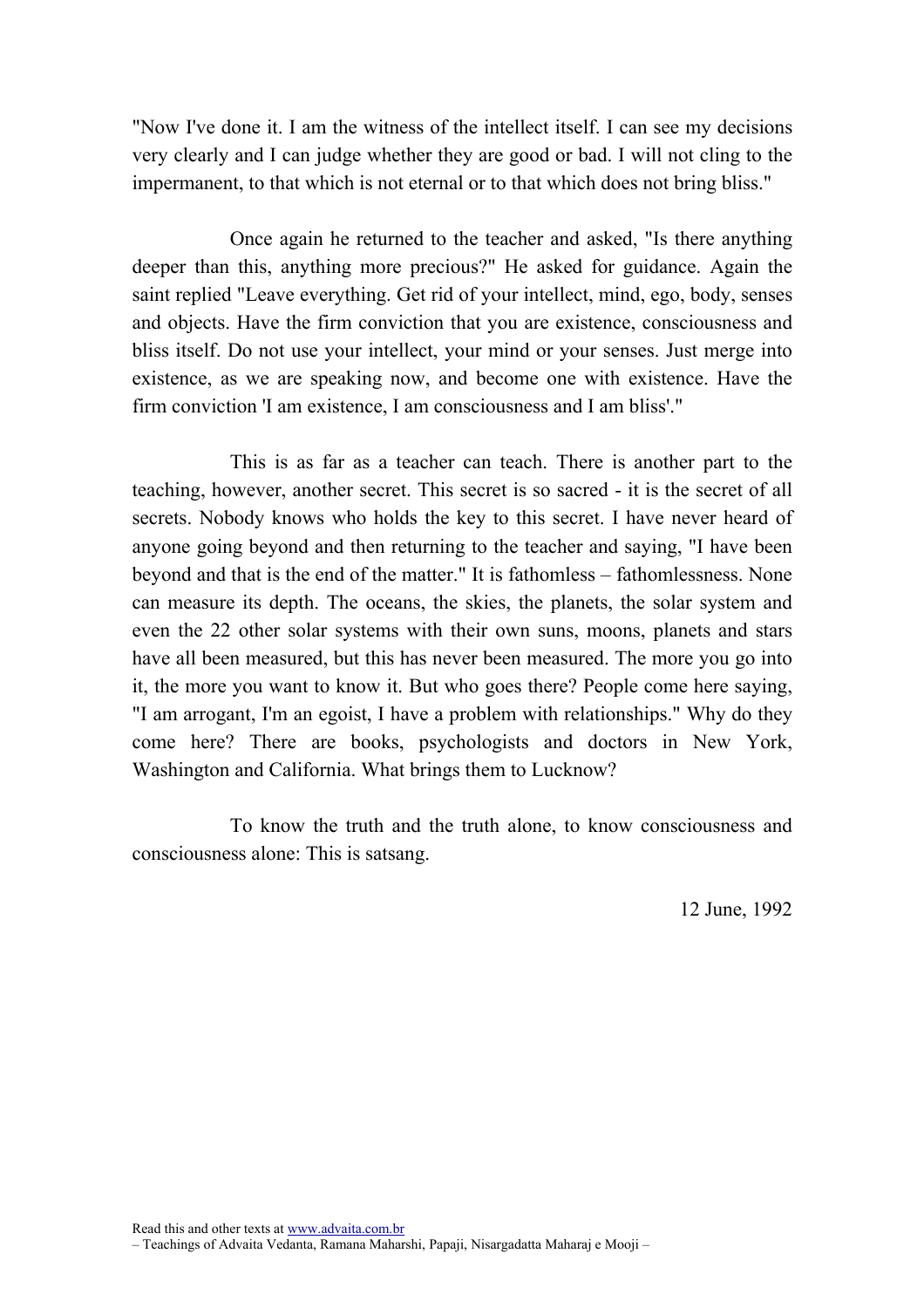"Now I've done it. I am the witness of the intellect itself. I can see my decisions very clearly and I can judge whether they are good or bad. I will not cling to the impermanent, to that which is not eternal or to that which does not bring bliss."

Once again he returned to the teacher and asked, "Is there anything deeper than this, anything more precious?" He asked for guidance. Again the saint replied "Leave everything. Get rid of your intellect, mind, ego, body, senses and objects. Have the firm conviction that you are existence, consciousness and bliss itself. Do not use your intellect, your mind or your senses. Just merge into existence, as we are speaking now, and become one with existence. Have the firm conviction 'I am existence, I am consciousness and I am bliss'."

This is as far as a teacher can teach. There is another part to the teaching, however, another secret. This secret is so sacred - it is the secret of all secrets. Nobody knows who holds the key to this secret. I have never heard of anyone going beyond and then returning to the teacher and saying, "I have been beyond and that is the end of the matter." It is fathomless – fathomlessness. None can measure its depth. The oceans, the skies, the planets, the solar system and even the 22 other solar systems with their own suns, moons, planets and stars have all been measured, but this has never been measured. The more you go into it, the more you want to know it. But who goes there? People come here saying, "I am arrogant, I'm an egoist, I have a problem with relationships." Why do they come here? There are books, psychologists and doctors in New York, Washington and California. What brings them to Lucknow?

To know the truth and the truth alone, to know consciousness and consciousness alone: This is satsang.

12 June, 1992